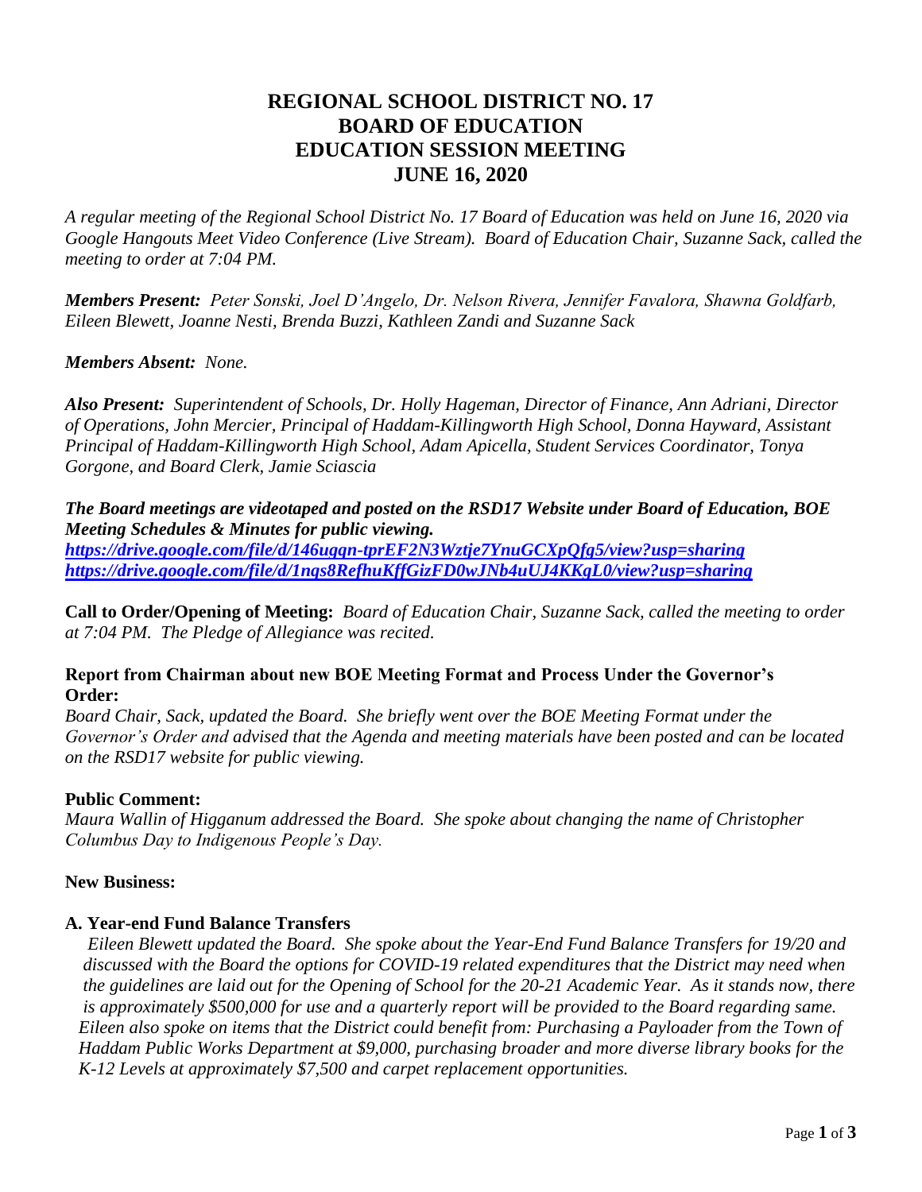# REGIONAL SCHOOL DISTRICT NO. 17
# BOARD OF EDUCATION
# EDUCATION SESSION MEETING
# JUNE 16, 2020

*A regular meeting of the Regional School District No. 17 Board of Education was held on June 16, 2020 via Google Hangouts Meet Video Conference (Live Stream). Board of Education Chair, Suzanne Sack, called the meeting to order at 7:04 PM.*

***Members Present:*** *Peter Sonski, Joel D'Angelo, Dr. Nelson Rivera, Jennifer Favalora, Shawna Goldfarb, Eileen Blewett, Joanne Nesti, Brenda Buzzi, Kathleen Zandi and Suzanne Sack*

***Members Absent:*** *None.*

***Also Present:*** *Superintendent of Schools, Dr. Holly Hageman, Director of Finance, Ann Adriani, Director of Operations, John Mercier, Principal of Haddam-Killingworth High School, Donna Hayward, Assistant Principal of Haddam-Killingworth High School, Adam Apicella, Student Services Coordinator, Tonya Gorgone, and Board Clerk, Jamie Sciascia*

***The Board meetings are videotaped and posted on the RSD17 Website under Board of Education, BOE Meeting Schedules & Minutes for public viewing.***
***https://drive.google.com/file/d/146ugqn-tprEF2N3Wztje7YnuGCXpQfq5/view?usp=sharing***
***https://drive.google.com/file/d/1nqs8RefhuKffGizFD0wJNb4uUJ4KKgL0/view?usp=sharing***

**Call to Order/Opening of Meeting:** *Board of Education Chair, Suzanne Sack, called the meeting to order at 7:04 PM. The Pledge of Allegiance was recited.*

**Report from Chairman about new BOE Meeting Format and Process Under the Governor's Order:**
*Board Chair, Sack, updated the Board. She briefly went over the BOE Meeting Format under the Governor's Order and advised that the Agenda and meeting materials have been posted and can be located on the RSD17 website for public viewing.*

**Public Comment:**
*Maura Wallin of Higganum addressed the Board. She spoke about changing the name of Christopher Columbus Day to Indigenous People's Day.*

**New Business:**

**A. Year-end Fund Balance Transfers**

*Eileen Blewett updated the Board. She spoke about the Year-End Fund Balance Transfers for 19/20 and discussed with the Board the options for COVID-19 related expenditures that the District may need when the guidelines are laid out for the Opening of School for the 20-21 Academic Year. As it stands now, there is approximately $500,000 for use and a quarterly report will be provided to the Board regarding same. Eileen also spoke on items that the District could benefit from: Purchasing a Payloader from the Town of Haddam Public Works Department at $9,000, purchasing broader and more diverse library books for the K-12 Levels at approximately $7,500 and carpet replacement opportunities.*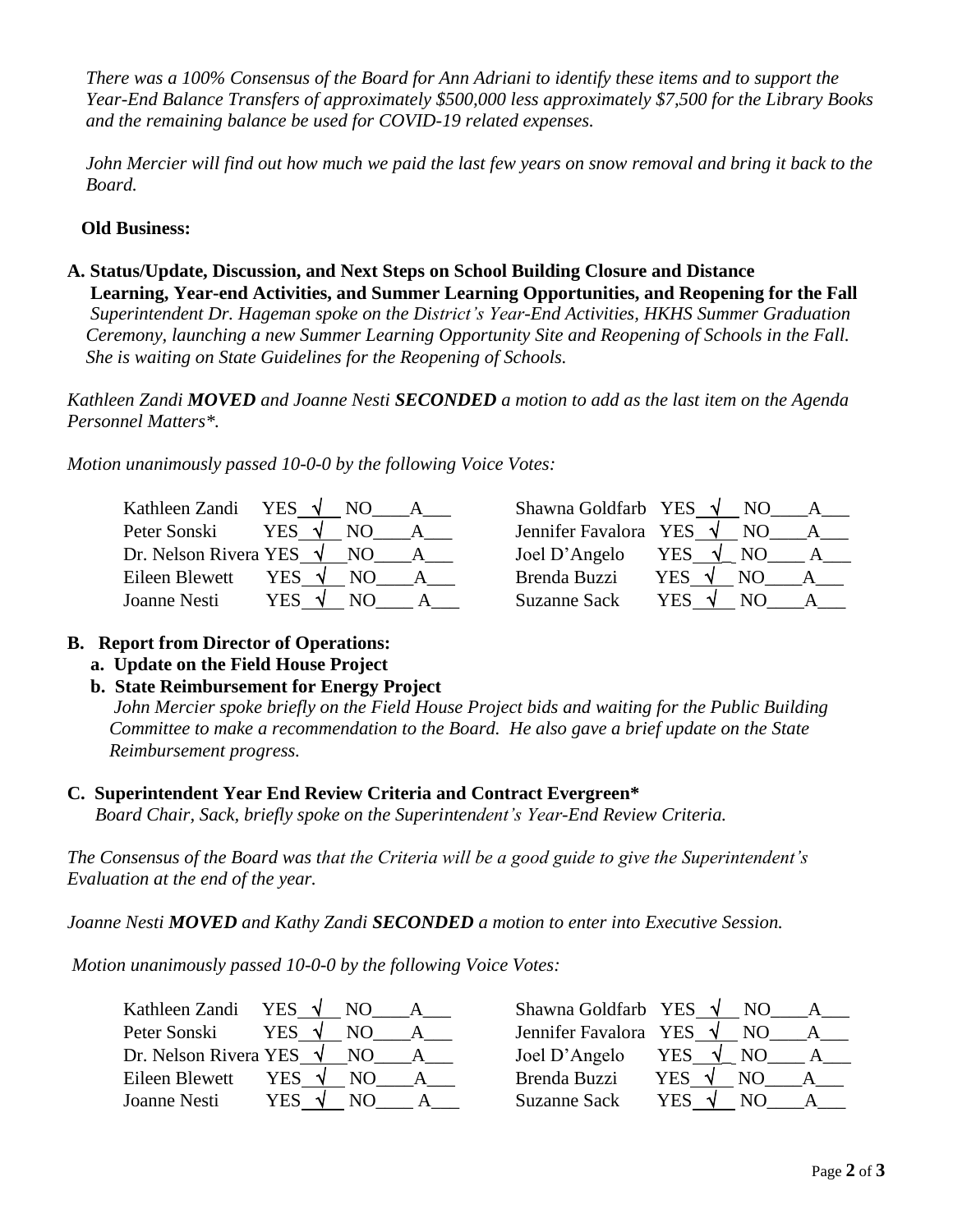*There was a 100% Consensus of the Board for Ann Adriani to identify these items and to support the Year-End Balance Transfers of approximately $500,000 less approximately $7,500 for the Library Books and the remaining balance be used for COVID-19 related expenses.*

*John Mercier will find out how much we paid the last few years on snow removal and bring it back to the Board.*

**Old Business:**

**A. Status/Update, Discussion, and Next Steps on School Building Closure and Distance Learning, Year-end Activities, and Summer Learning Opportunities, and Reopening for the Fall**

*Superintendent Dr. Hageman spoke on the District's Year-End Activities, HKHS Summer Graduation Ceremony, launching a new Summer Learning Opportunity Site and Reopening of Schools in the Fall. She is waiting on State Guidelines for the Reopening of Schools.*

*Kathleen Zandi **MOVED** and Joanne Nesti **SECONDED** a motion to add as the last item on the Agenda Personnel Matters*.*

*Motion unanimously passed 10-0-0 by the following Voice Votes:*

| Member | Vote | Member | Vote |
|---|---|---|---|
| Kathleen Zandi | YES √ NO\_\_\_ A\_\_\_ | Shawna Goldfarb | YES √ NO\_\_\_ A\_\_\_ |
| Peter Sonski | YES √ NO\_\_\_ A\_\_\_ | Jennifer Favalora | YES √ NO\_\_\_ A\_\_\_ |
| Dr. Nelson Rivera | YES √ NO\_\_\_ A\_\_\_ | Joel D'Angelo | YES √ NO\_\_\_ A\_\_\_ |
| Eileen Blewett | YES √ NO\_\_\_ A\_\_\_ | Brenda Buzzi | YES √ NO\_\_\_ A\_\_\_ |
| Joanne Nesti | YES √ NO\_\_\_ A\_\_\_ | Suzanne Sack | YES √ NO\_\_\_ A\_\_\_ |

**B. Report from Director of Operations:**

**a. Update on the Field House Project**

**b. State Reimbursement for Energy Project**

*John Mercier spoke briefly on the Field House Project bids and waiting for the Public Building Committee to make a recommendation to the Board. He also gave a brief update on the State Reimbursement progress.*

**C. Superintendent Year End Review Criteria and Contract Evergreen***

*Board Chair, Sack, briefly spoke on the Superintendent's Year-End Review Criteria.*

*The Consensus of the Board was that the Criteria will be a good guide to give the Superintendent's Evaluation at the end of the year.*

*Joanne Nesti **MOVED** and Kathy Zandi **SECONDED** a motion to enter into Executive Session.*

*Motion unanimously passed 10-0-0 by the following Voice Votes:*

| Member | Vote | Member | Vote |
|---|---|---|---|
| Kathleen Zandi | YES √ NO\_\_\_ A\_\_\_ | Shawna Goldfarb | YES √ NO\_\_\_ A\_\_\_ |
| Peter Sonski | YES √ NO\_\_\_ A\_\_\_ | Jennifer Favalora | YES √ NO\_\_\_ A\_\_\_ |
| Dr. Nelson Rivera | YES √ NO\_\_\_ A\_\_\_ | Joel D'Angelo | YES √ NO\_\_\_ A\_\_\_ |
| Eileen Blewett | YES √ NO\_\_\_ A\_\_\_ | Brenda Buzzi | YES √ NO\_\_\_ A\_\_\_ |
| Joanne Nesti | YES √ NO\_\_\_ A\_\_\_ | Suzanne Sack | YES √ NO\_\_\_ A\_\_\_ |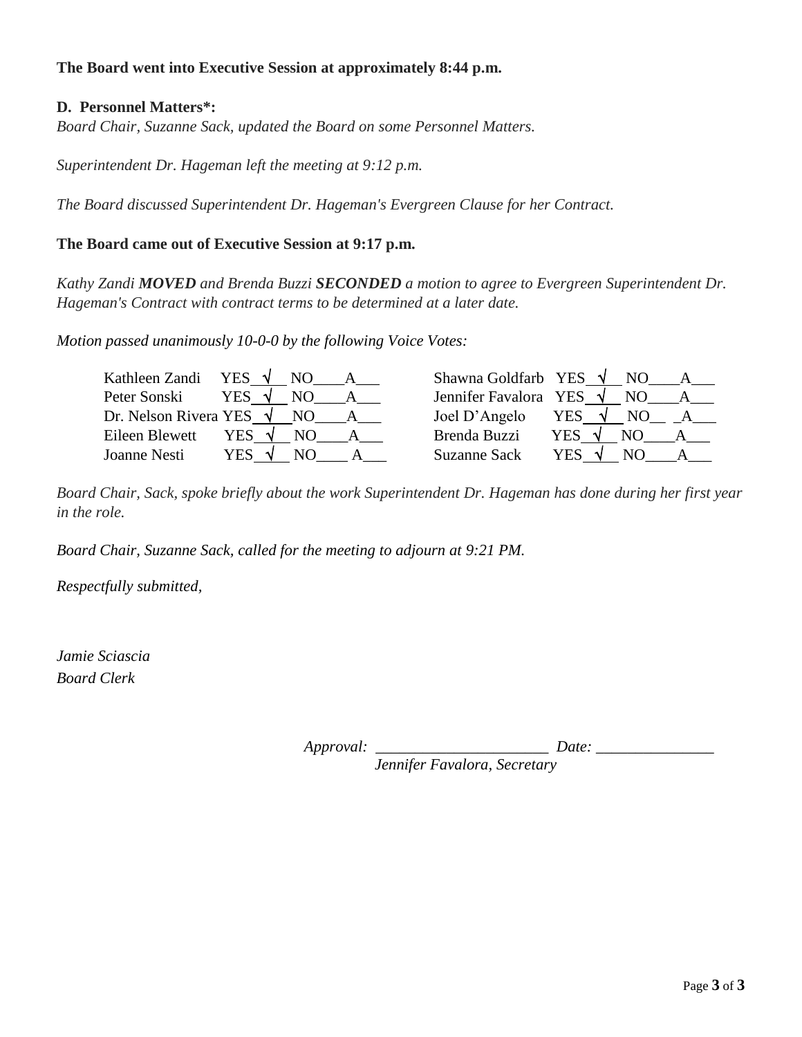**The Board went into Executive Session at approximately 8:44 p.m.**

**D. Personnel Matters*:**

*Board Chair, Suzanne Sack, updated the Board on some Personnel Matters.*

*Superintendent Dr. Hageman left the meeting at 9:12 p.m.*

*The Board discussed Superintendent Dr. Hageman's Evergreen Clause for her Contract.*

**The Board came out of Executive Session at 9:17 p.m.**

*Kathy Zandi **MOVED** and Brenda Buzzi **SECONDED** a motion to agree to Evergreen Superintendent Dr. Hageman's Contract with contract terms to be determined at a later date.*

*Motion passed unanimously 10-0-0 by the following Voice Votes:*

| | | | | | | | |
|---|---|---|---|---|---|---|---|
| Kathleen Zandi | YES √ | NO | A | Shawna Goldfarb | YES √ | NO | A |
| Peter Sonski | YES √ | NO | A | Jennifer Favalora | YES √ | NO | A |
| Dr. Nelson Rivera | YES √ | NO | A | Joel D'Angelo | YES √ | NO | A |
| Eileen Blewett | YES √ | NO | A | Brenda Buzzi | YES √ | NO | A |
| Joanne Nesti | YES √ | NO | A | Suzanne Sack | YES √ | NO | A |

*Board Chair, Sack, spoke briefly about the work Superintendent Dr. Hageman has done during her first year in the role.*

*Board Chair, Suzanne Sack, called for the meeting to adjourn at 9:21 PM.*

*Respectfully submitted,*

*Jamie Sciascia*
*Board Clerk*

*Approval:* ______________________ *Date:* _______________
*Jennifer Favalora, Secretary*